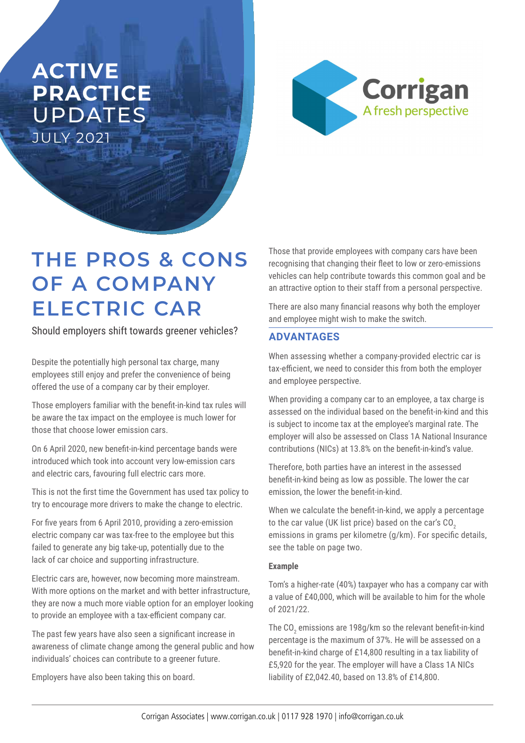# ACTIVE PRACTICE UPDATES

JULY 2021

Corrigan

A fresh perspective

# THE PROS & CONS OF A COMPANY ELECTRIC CAR

Should employers shift towards greener vehicles?

Despite the potentially high personal tax charge, many employees still enjoy and prefer the convenience of being offered the use of a company car by their employer.

Those employers familiar with the benefit-in-kind tax rules will be aware the tax impact on the employee is much lower for those that choose lower emission cars.

On 6 April 2020, new benefit-in-kind percentage bands were introduced which took into account very low-emission cars and electric cars, favouring full electric cars more.

This is not the first time the Government has used tax policy to try to encourage more drivers to make the change to electric.

For five years from 6 April 2010, providing a zero-emission electric company car was tax-free to the employee but this failed to generate any big take-up, potentially due to the lack of car choice and supporting infrastructure.

Electric cars are, however, now becoming more mainstream. With more options on the market and with better infrastructure, they are now a much more viable option for an employer looking to provide an employee with a tax-efficient company car.

The past few years have also seen a significant increase in awareness of climate change among the general public and how individuals' choices can contribute to a greener future.

Employers have also been taking this on board.

Those that provide employees with company cars have been recognising that changing their fleet to low or zero-emissions vehicles can help contribute towards this common goal and be an attractive option to their staff from a personal perspective.

There are also many financial reasons why both the employer and employee might wish to make the switch.

## ADVANTAGES

When assessing whether a company-provided electric car is tax-efficient, we need to consider this from both the employer and employee perspective.

When providing a company car to an employee, a tax charge is assessed on the individual based on the benefit-in-kind and this is subject to income tax at the employee's marginal rate. The employer will also be assessed on Class 1A National Insurance contributions (NICs) at 13.8% on the benefit-in-kind's value.

Therefore, both parties have an interest in the assessed benefit-in-kind being as low as possible. The lower the car emission, the lower the benefit-in-kind.

When we calculate the benefit-in-kind, we apply a percentage to the car value (UK list price) based on the car's $CO_2$ emissions in grams per kilometre (g/km). For specific details, see the table on page two.

**Example**

Tom's a higher-rate (40%) taxpayer who has a company car with a value of £40,000, which will be available to him for the whole of 2021/22.

The $CO_2$ emissions are 198g/km so the relevant benefit-in-kind percentage is the maximum of 37%. He will be assessed on a benefit-in-kind charge of £14,800 resulting in a tax liability of £5,920 for the year. The employer will have a Class 1A NICs liability of £2,042.40, based on 13.8% of £14,800.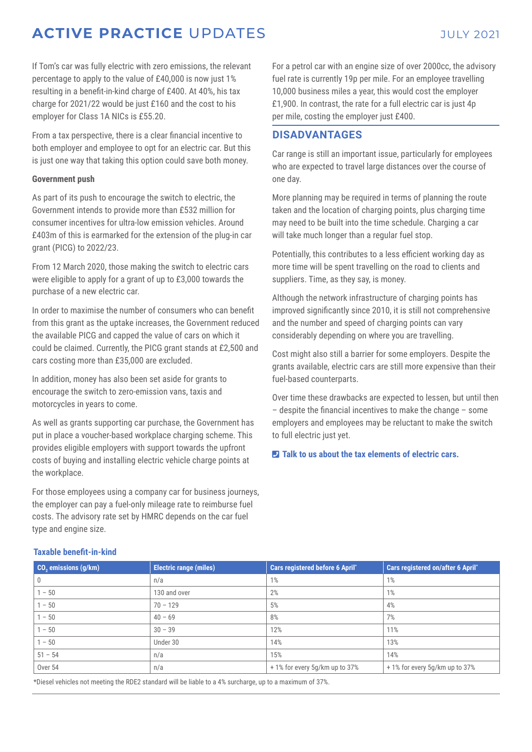If Tom's car was fully electric with zero emissions, the relevant percentage to apply to the value of £40,000 is now just 1% resulting in a benefit-in-kind charge of £400. At 40%, his tax charge for 2021/22 would be just £160 and the cost to his employer for Class 1A NICs is £55.20.

From a tax perspective, there is a clear financial incentive to both employer and employee to opt for an electric car. But this is just one way that taking this option could save both money.

**Government push**

As part of its push to encourage the switch to electric, the Government intends to provide more than £532 million for consumer incentives for ultra-low emission vehicles. Around £403m of this is earmarked for the extension of the plug-in car grant (PICG) to 2022/23.

From 12 March 2020, those making the switch to electric cars were eligible to apply for a grant of up to £3,000 towards the purchase of a new electric car.

In order to maximise the number of consumers who can benefit from this grant as the uptake increases, the Government reduced the available PICG and capped the value of cars on which it could be claimed. Currently, the PICG grant stands at £2,500 and cars costing more than £35,000 are excluded.

In addition, money has also been set aside for grants to encourage the switch to zero-emission vans, taxis and motorcycles in years to come.

As well as grants supporting car purchase, the Government has put in place a voucher-based workplace charging scheme. This provides eligible employers with support towards the upfront costs of buying and installing electric vehicle charge points at the workplace.

For those employees using a company car for business journeys, the employer can pay a fuel-only mileage rate to reimburse fuel costs. The advisory rate set by HMRC depends on the car fuel type and engine size.

For a petrol car with an engine size of over 2000cc, the advisory fuel rate is currently 19p per mile. For an employee travelling 10,000 business miles a year, this would cost the employer £1,900. In contrast, the rate for a full electric car is just 4p per mile, costing the employer just £400.

## DISADVANTAGES

Car range is still an important issue, particularly for employees who are expected to travel large distances over the course of one day.

More planning may be required in terms of planning the route taken and the location of charging points, plus charging time may need to be built into the time schedule. Charging a car will take much longer than a regular fuel stop.

Potentially, this contributes to a less efficient working day as more time will be spent travelling on the road to clients and suppliers. Time, as they say, is money.

Although the network infrastructure of charging points has improved significantly since 2010, it is still not comprehensive and the number and speed of charging points can vary considerably depending on where you are travelling.

Cost might also still a barrier for some employers. Despite the grants available, electric cars are still more expensive than their fuel-based counterparts.

Over time these drawbacks are expected to lessen, but until then – despite the financial incentives to make the change – some employers and employees may be reluctant to make the switch to full electric just yet.

**Talk to us about the tax elements of electric cars.**

**Taxable benefit-in-kind**

| $CO_2$ emissions (g/km) | Electric range (miles) | Cars registered before 6 April* | Cars registered on/after 6 April* |
|---|---|---|---|
| 0 | n/a | 1% | 1% |
| 1 – 50 | 130 and over | 2% | 1% |
| 1 – 50 | 70 – 129 | 5% | 4% |
| 1 – 50 | 40 – 69 | 8% | 7% |
| 1 – 50 | 30 – 39 | 12% | 11% |
| 1 – 50 | Under 30 | 14% | 13% |
| 51 – 54 | n/a | 15% | 14% |
| Over 54 | n/a | + 1% for every 5g/km up to 37% | + 1% for every 5g/km up to 37% |

*Diesel vehicles not meeting the RDE2 standard will be liable to a 4% surcharge, up to a maximum of 37%.